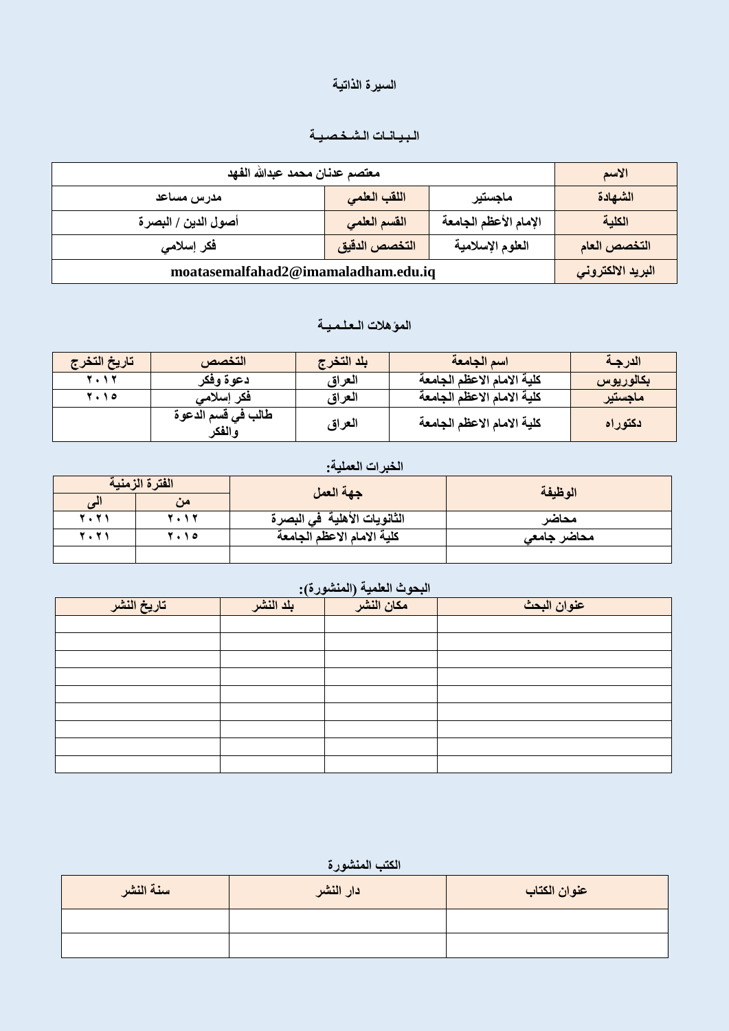## السيرة الذاتية

### البيـانـات الـشـخـصيـة

| الاسم | معتصم عدنان محمد عبدالله الفهد | | |
|---|---|---|---|
| الشهادة | ماجستير | اللقب العلمي | مدرس مساعد |
| الكلية | الإمام الأعظم الجامعة | القسم العلمي | أصول الدين / البصرة |
| التخصص العام | العلوم الإسلامية | التخصص الدقيق | فكر إسلامي |
| البريد الالكتروني | moatasemalfahad2@imamaladham.edu.iq | | |

### المؤهلات الـعـلـميـة

| الدرجـة | اسم الجامعة | بلد التخرج | التخصص | تاريخ التخرج |
|---|---|---|---|---|
| بكالوريوس | كلية الامام الاعظم الجامعة | العراق | دعوة وفكر | ٢٠١٢ |
| ماجستير | كلية الامام الاعظم الجامعة | العراق | فكر إسلامي | ٢٠١٥ |
| دكتوراه | كلية الامام الاعظم الجامعة | العراق | طالب في قسم الدعوة والفكر | |

### الخبرات العملية:

| الوظيفة | جهة العمل | الفترة الزمنية | |
|---|---|---|---|
| | | من | الى |
| محاضر | الثانويات الأهلية في البصرة | ٢٠١٢ | ٢٠٢١ |
| محاضر جامعي | كلية الامام الاعظم الجامعة | ٢٠١٥ | ٢٠٢١ |
| | | | |

### البحوث العلمية (المنشورة):

| عنوان البحث | مكان النشر | بلد النشر | تاريخ النشر |
|---|---|---|---|
| | | | |
| | | | |
| | | | |
| | | | |
| | | | |
| | | | |
| | | | |
| | | | |
| | | | |

### الكتب المنشورة

| عنوان الكتاب | دار النشر | سنة النشر |
|---|---|---|
| | | |
| | | |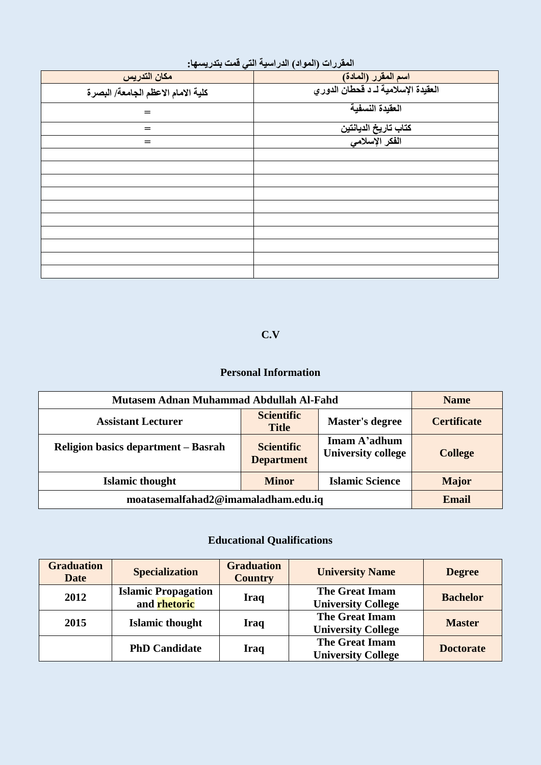**المقررات (المواد) الدراسية التي قمت بتدريسها:**

| اسم المقرر (المادة) | مكان التدريس |
|---|---|
| العقيدة الإسلامية لـ د قحطان الدوري | كلية الامام الاعظم الجامعة/ البصرة |
| العقيدة النسفية | = |
| كتاب تاريخ الديانتين | = |
| الفكر الإسلامي | = |
| | |
| | |
| | |
| | |
| | |
| | |
| | |
| | |
| | |
| | |

**C.V**

**Personal Information**

| Mutasem Adnan Muhammad Abdullah Al-Fahd | | | Name |
|---|---|---|---|
| Assistant Lecturer | Scientific Title | Master's degree | Certificate |
| Religion basics department – Basrah | Scientific Department | Imam A'adhum University college | College |
| Islamic thought | Minor | Islamic Science | Major |
| moatasemalfahad2@imamaladham.edu.iq | | | Email |

**Educational Qualifications**

| Graduation Date | Specialization | Graduation Country | University Name | Degree |
|---|---|---|---|---|
| 2012 | Islamic Propagation and rhetoric | Iraq | The Great Imam University College | Bachelor |
| 2015 | Islamic thought | Iraq | The Great Imam University College | Master |
| | PhD Candidate | Iraq | The Great Imam University College | Doctorate |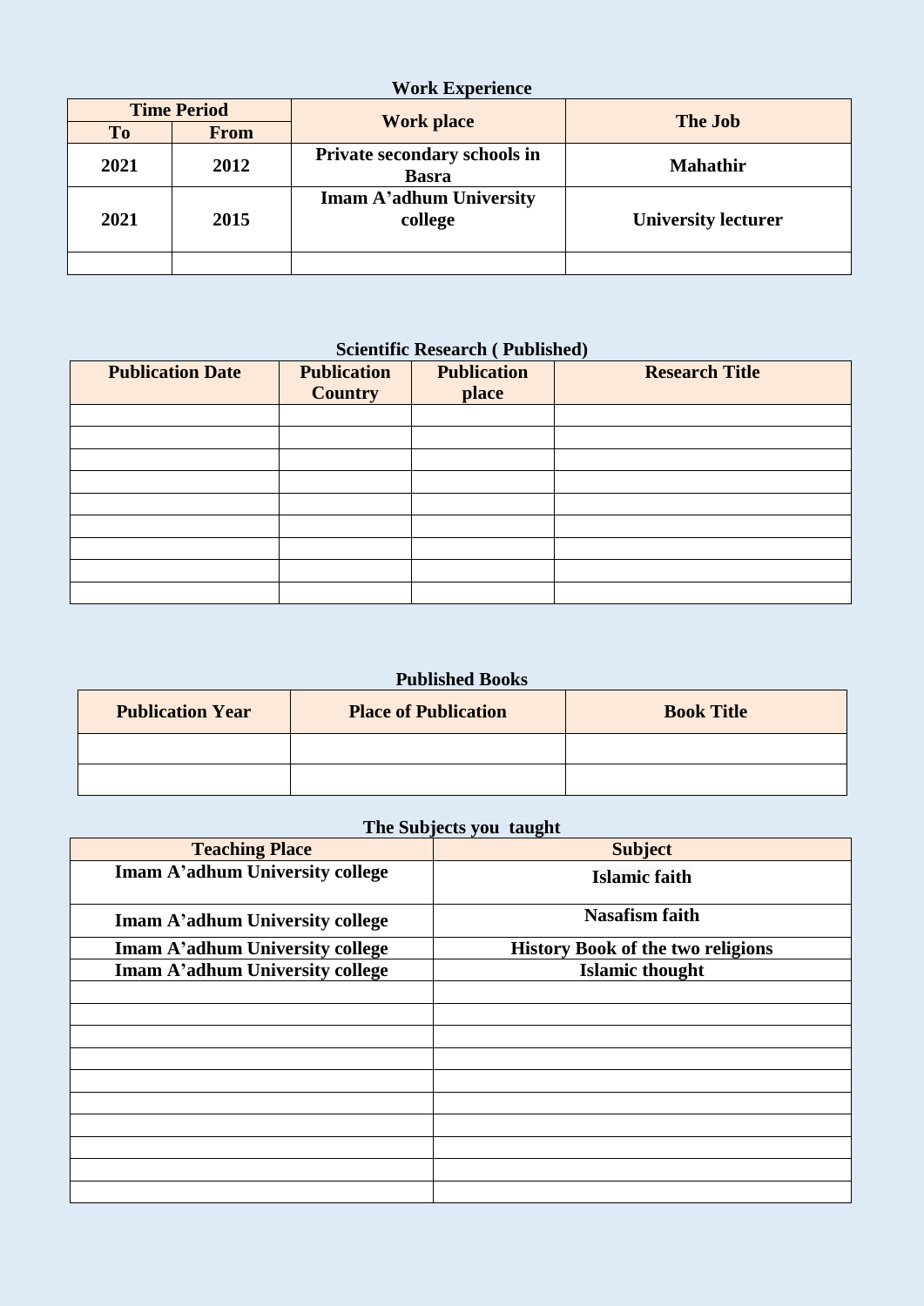### Work Experience

| Time Period | | Work place | The Job |
|---|---|---|---|
| To | From | | |
| 2021 | 2012 | Private secondary schools in Basra | Mahathir |
| 2021 | 2015 | Imam A'adhum University college | University lecturer |
| | | | |

### Scientific Research ( Published)

| Publication Date | Publication Country | Publication place | Research Title |
|---|---|---|---|
| | | | |
| | | | |
| | | | |
| | | | |
| | | | |
| | | | |
| | | | |
| | | | |
| | | | |

### Published Books

| Publication Year | Place of Publication | Book Title |
|---|---|---|
| | | |
| | | |

### The Subjects you taught

| Teaching Place | Subject |
|---|---|
| Imam A'adhum University college | Islamic faith |
| Imam A'adhum University college | Nasafism faith |
| Imam A'adhum University college | History Book of the two religions |
| Imam A'adhum University college | Islamic thought |
| | |
| | |
| | |
| | |
| | |
| | |
| | |
| | |
| | |
| | |